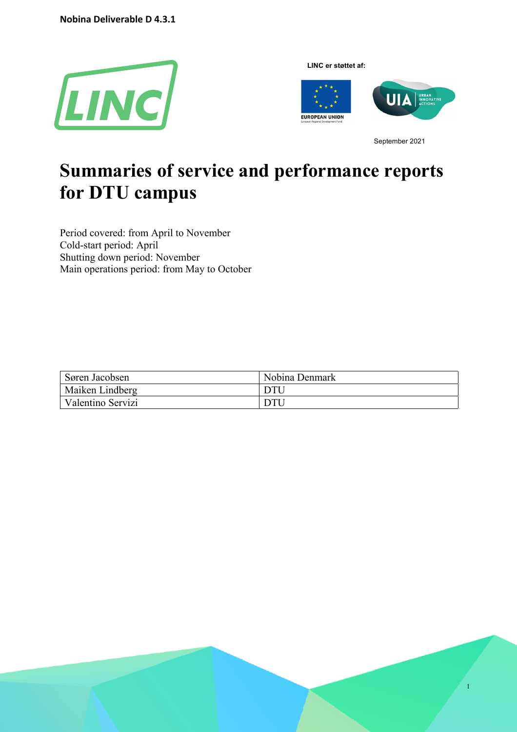Nobina Deliverable D 4.3.1

LINC er støttet af:

September 2021

# Summaries of service and performance reports for DTU campus

Period covered: from April to November
Cold-start period: April
Shutting down period: November
Main operations period: from May to October

| Søren Jacobsen | Nobina Denmark |
|---|---|
| Maiken Lindberg | DTU |
| Valentino Servizi | DTU |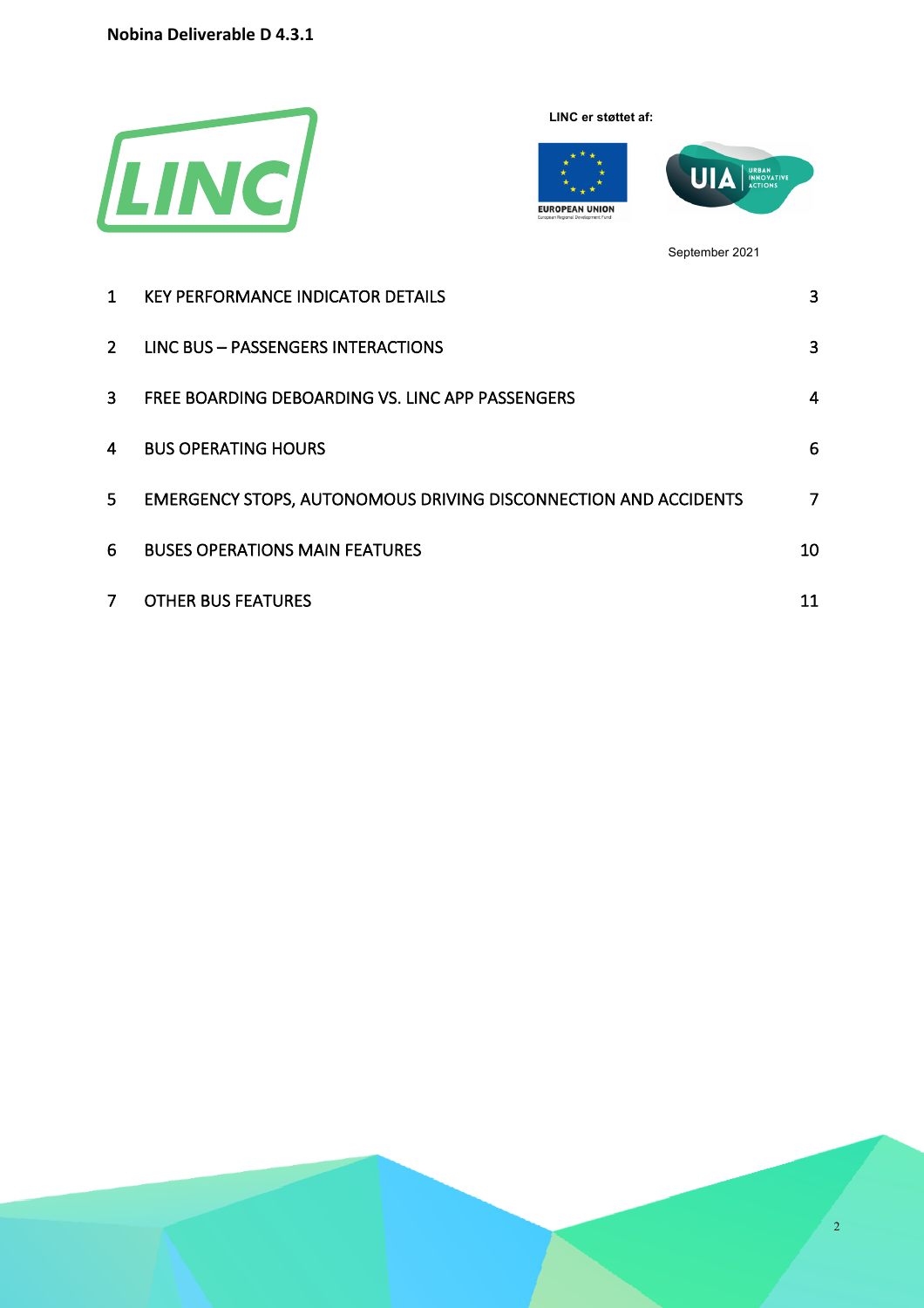**Nobina Deliverable D 4.3.1**

LINC er støttet af:

September 2021

| | | |
|---|---|---|
| 1 | KEY PERFORMANCE INDICATOR DETAILS | 3 |
| 2 | LINC BUS – PASSENGERS INTERACTIONS | 3 |
| 3 | FREE BOARDING DEBOARDING VS. LINC APP PASSENGERS | 4 |
| 4 | BUS OPERATING HOURS | 6 |
| 5 | EMERGENCY STOPS, AUTONOMOUS DRIVING DISCONNECTION AND ACCIDENTS | 7 |
| 6 | BUSES OPERATIONS MAIN FEATURES | 10 |
| 7 | OTHER BUS FEATURES | 11 |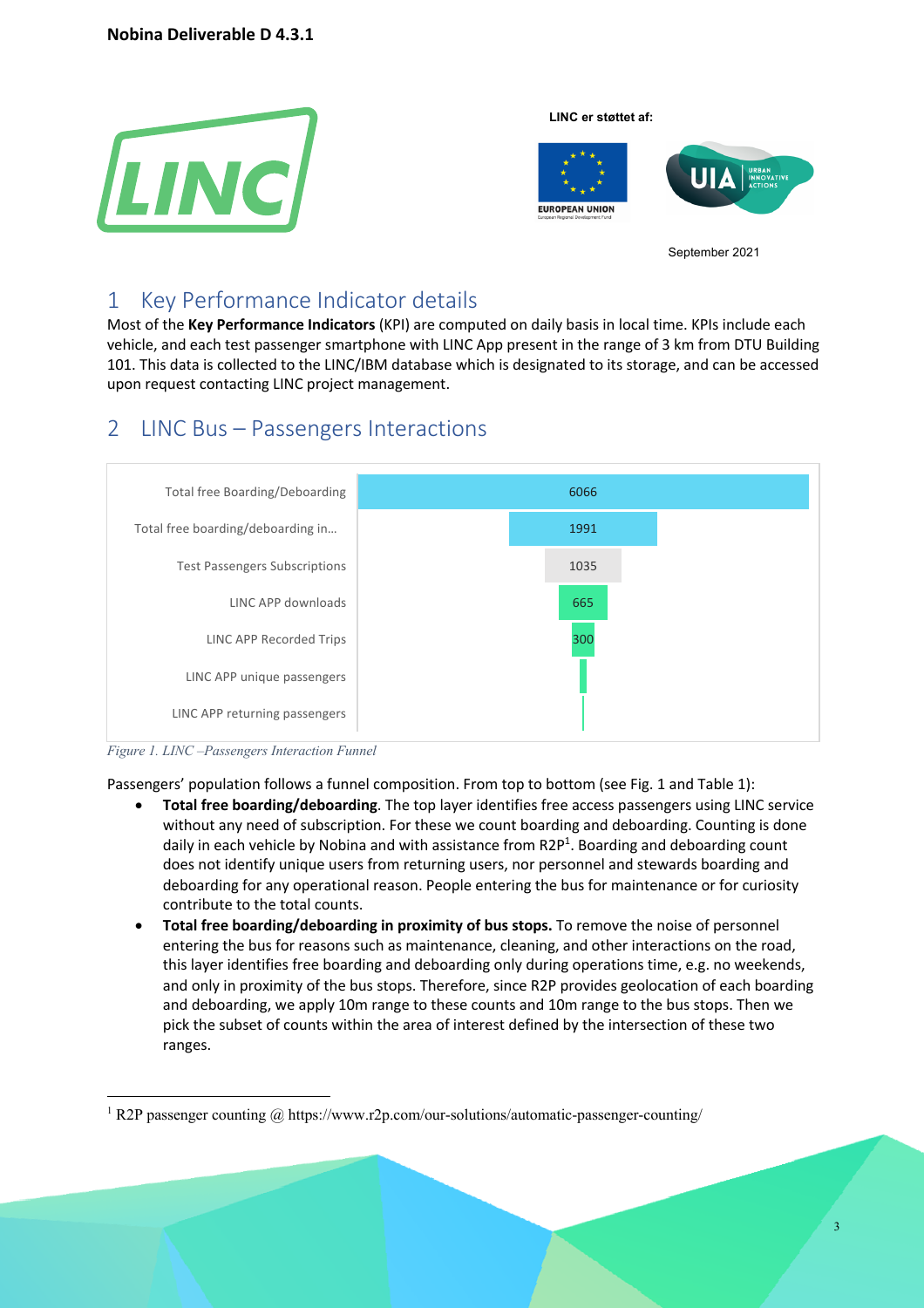**Nobina Deliverable D 4.3.1**

LINC er støttet af:

September 2021

# 1 Key Performance Indicator details

Most of the **Key Performance Indicators** (KPI) are computed on daily basis in local time. KPIs include each vehicle, and each test passenger smartphone with LINC App present in the range of 3 km from DTU Building 101. This data is collected to the LINC/IBM database which is designated to its storage, and can be accessed upon request contacting LINC project management.

# 2 LINC Bus – Passengers Interactions

| Category | Value |
|---|---|
| Total free Boarding/Deboarding | 6066 |
| Total free boarding/deboarding in… | 1991 |
| Test Passengers Subscriptions | 1035 |
| LINC APP downloads | 665 |
| LINC APP Recorded Trips | 300 |
| LINC APP unique passengers | |
| LINC APP returning passengers | |

*Figure 1. LINC –Passengers Interaction Funnel*

Passengers' population follows a funnel composition. From top to bottom (see Fig. 1 and Table 1):

- **Total free boarding/deboarding**. The top layer identifies free access passengers using LINC service without any need of subscription. For these we count boarding and deboarding. Counting is done daily in each vehicle by Nobina and with assistance from R2P[1]. Boarding and deboarding count does not identify unique users from returning users, nor personnel and stewards boarding and deboarding for any operational reason. People entering the bus for maintenance or for curiosity contribute to the total counts.
- **Total free boarding/deboarding in proximity of bus stops.** To remove the noise of personnel entering the bus for reasons such as maintenance, cleaning, and other interactions on the road, this layer identifies free boarding and deboarding only during operations time, e.g. no weekends, and only in proximity of the bus stops. Therefore, since R2P provides geolocation of each boarding and deboarding, we apply 10m range to these counts and 10m range to the bus stops. Then we pick the subset of counts within the area of interest defined by the intersection of these two ranges.

[1] R2P passenger counting @ https://www.r2p.com/our-solutions/automatic-passenger-counting/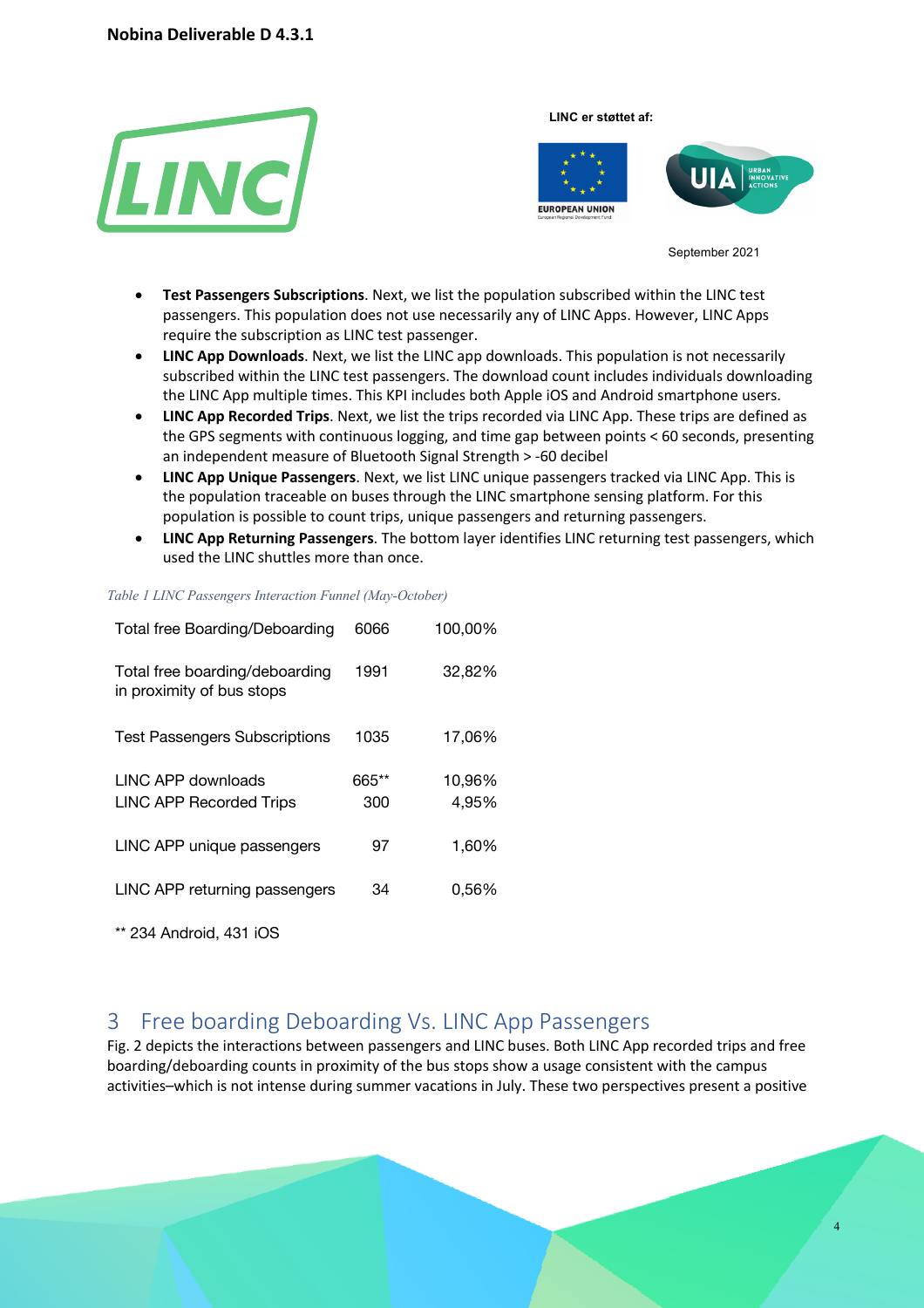- **Test Passengers Subscriptions**. Next, we list the population subscribed within the LINC test passengers. This population does not use necessarily any of LINC Apps. However, LINC Apps require the subscription as LINC test passenger.
- **LINC App Downloads**. Next, we list the LINC app downloads. This population is not necessarily subscribed within the LINC test passengers. The download count includes individuals downloading the LINC App multiple times. This KPI includes both Apple iOS and Android smartphone users.
- **LINC App Recorded Trips**. Next, we list the trips recorded via LINC App. These trips are defined as the GPS segments with continuous logging, and time gap between points < 60 seconds, presenting an independent measure of Bluetooth Signal Strength > -60 decibel
- **LINC App Unique Passengers**. Next, we list LINC unique passengers tracked via LINC App. This is the population traceable on buses through the LINC smartphone sensing platform. For this population is possible to count trips, unique passengers and returning passengers.
- **LINC App Returning Passengers**. The bottom layer identifies LINC returning test passengers, which used the LINC shuttles more than once.

*Table 1 LINC Passengers Interaction Funnel (May-October)*

| | | |
|---|---|---|
| Total free Boarding/Deboarding | 6066 | 100,00% |
| Total free boarding/deboarding in proximity of bus stops | 1991 | 32,82% |
| Test Passengers Subscriptions | 1035 | 17,06% |
| LINC APP downloads | 665** | 10,96% |
| LINC APP Recorded Trips | 300 | 4,95% |
| LINC APP unique passengers | 97 | 1,60% |
| LINC APP returning passengers | 34 | 0,56% |

** 234 Android, 431 iOS

## 3 Free boarding Deboarding Vs. LINC App Passengers

Fig. 2 depicts the interactions between passengers and LINC buses. Both LINC App recorded trips and free boarding/deboarding counts in proximity of the bus stops show a usage consistent with the campus activities–which is not intense during summer vacations in July. These two perspectives present a positive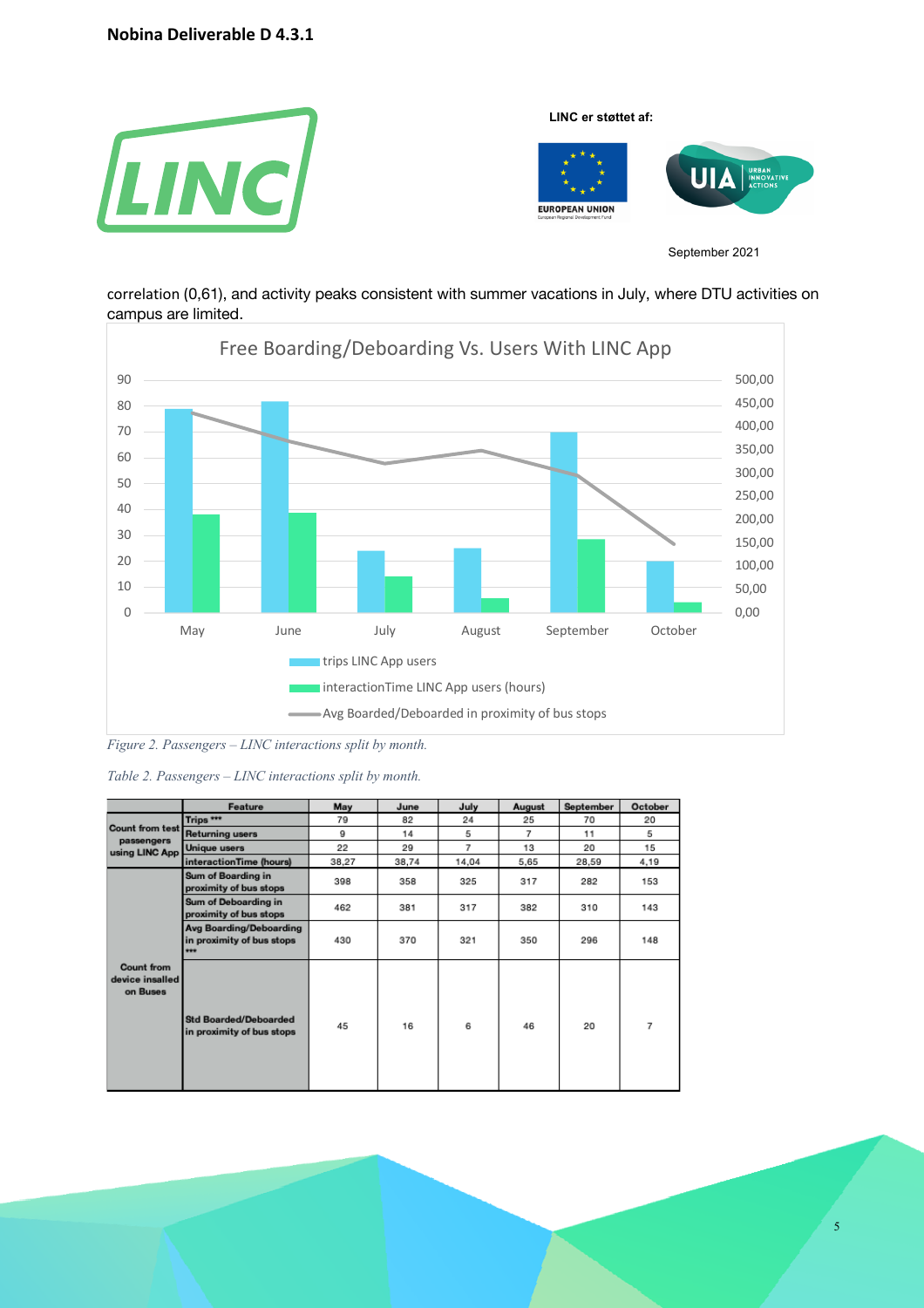correlation (0,61), and activity peaks consistent with summer vacations in July, where DTU activities on campus are limited.

*Figure 2. Passengers – LINC interactions split by month.*

*Table 2. Passengers – LINC interactions split by month.*

| | Feature | May | June | July | August | September | October |
|---|---|---|---|---|---|---|---|
| Count from test passengers using LINC App | Trips *** | 79 | 82 | 24 | 25 | 70 | 20 |
| | Returning users | 9 | 14 | 5 | 7 | 11 | 5 |
| | Unique users | 22 | 29 | 7 | 13 | 20 | 15 |
| | interactionTime (hours) | 38,27 | 38,74 | 14,04 | 5,65 | 28,59 | 4,19 |
| Count from device insalled on Buses | Sum of Boarding in proximity of bus stops | 398 | 358 | 325 | 317 | 282 | 153 |
| | Sum of Deboarding in proximity of bus stops | 462 | 381 | 317 | 382 | 310 | 143 |
| | Avg Boarding/Deboarding in proximity of bus stops *** | 430 | 370 | 321 | 350 | 296 | 148 |
| | Std Boarded/Deboarded in proximity of bus stops | 45 | 16 | 6 | 46 | 20 | 7 |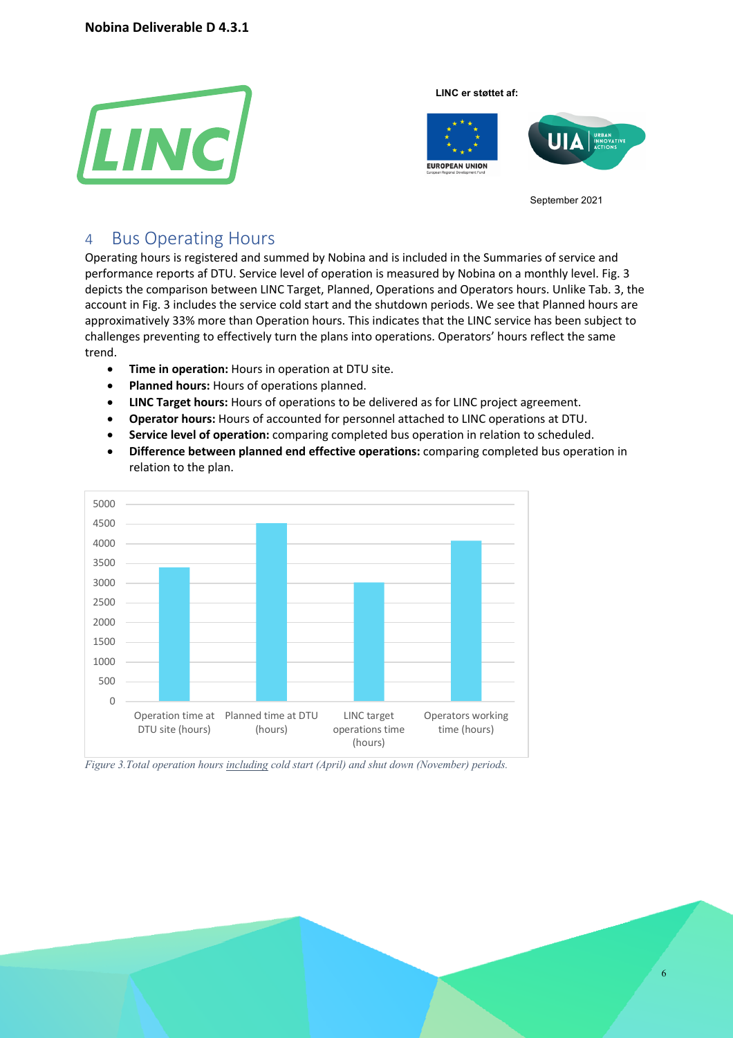## 4 Bus Operating Hours

Operating hours is registered and summed by Nobina and is included in the Summaries of service and performance reports af DTU. Service level of operation is measured by Nobina on a monthly level. Fig. 3 depicts the comparison between LINC Target, Planned, Operations and Operators hours. Unlike Tab. 3, the account in Fig. 3 includes the service cold start and the shutdown periods. We see that Planned hours are approximatively 33% more than Operation hours. This indicates that the LINC service has been subject to challenges preventing to effectively turn the plans into operations. Operators' hours reflect the same trend.

- **Time in operation:** Hours in operation at DTU site.
- **Planned hours:** Hours of operations planned.
- **LINC Target hours:** Hours of operations to be delivered as for LINC project agreement.
- **Operator hours:** Hours of accounted for personnel attached to LINC operations at DTU.
- **Service level of operation:** comparing completed bus operation in relation to scheduled.
- **Difference between planned end effective operations:** comparing completed bus operation in relation to the plan.

*Figure 3.Total operation hours including cold start (April) and shut down (November) periods.*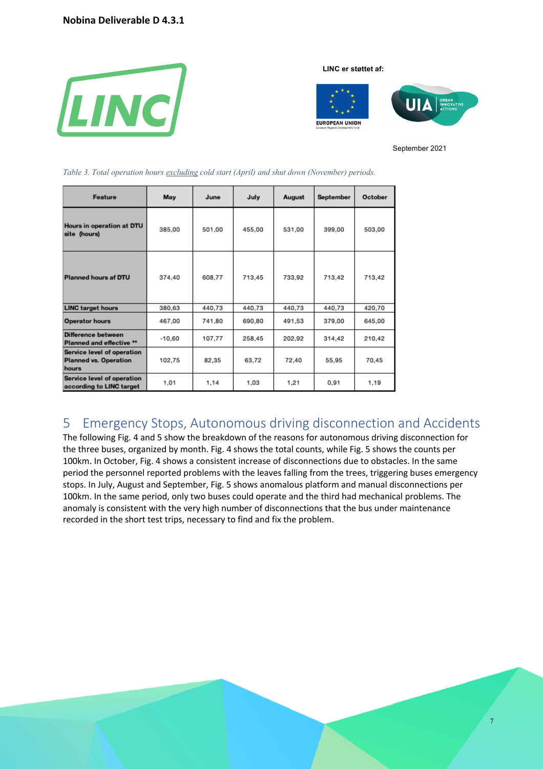*Table 3. Total operation hours excluding cold start (April) and shut down (November) periods.*

| Feature | May | June | July | August | September | October |
|---|---|---|---|---|---|---|
| **Hours in operation at DTU site (hours)** | 385,00 | 501,00 | 455,00 | 531,00 | 399,00 | 503,00 |
| **Planned hours af DTU** | 374,40 | 608,77 | 713,45 | 733,92 | 713,42 | 713,42 |
| **LINC target hours** | 380,63 | 440,73 | 440,73 | 440,73 | 440,73 | 420,70 |
| **Operator hours** | 467,00 | 741,80 | 690,80 | 491,53 | 379,00 | 645,00 |
| **Difference between Planned and effective \*\*** | -10,60 | 107,77 | 258,45 | 202,92 | 314,42 | 210,42 |
| **Service level of operation Planned vs. Operation hours** | 102,75 | 82,35 | 63,72 | 72,40 | 55,95 | 70,45 |
| **Service level of operation according to LINC target** | 1,01 | 1,14 | 1,03 | 1,21 | 0,91 | 1,19 |

# 5 Emergency Stops, Autonomous driving disconnection and Accidents

The following Fig. 4 and 5 show the breakdown of the reasons for autonomous driving disconnection for the three buses, organized by month. Fig. 4 shows the total counts, while Fig. 5 shows the counts per 100km. In October, Fig. 4 shows a consistent increase of disconnections due to obstacles. In the same period the personnel reported problems with the leaves falling from the trees, triggering buses emergency stops. In July, August and September, Fig. 5 shows anomalous platform and manual disconnections per 100km. In the same period, only two buses could operate and the third had mechanical problems. The anomaly is consistent with the very high number of disconnections that the bus under maintenance recorded in the short test trips, necessary to find and fix the problem.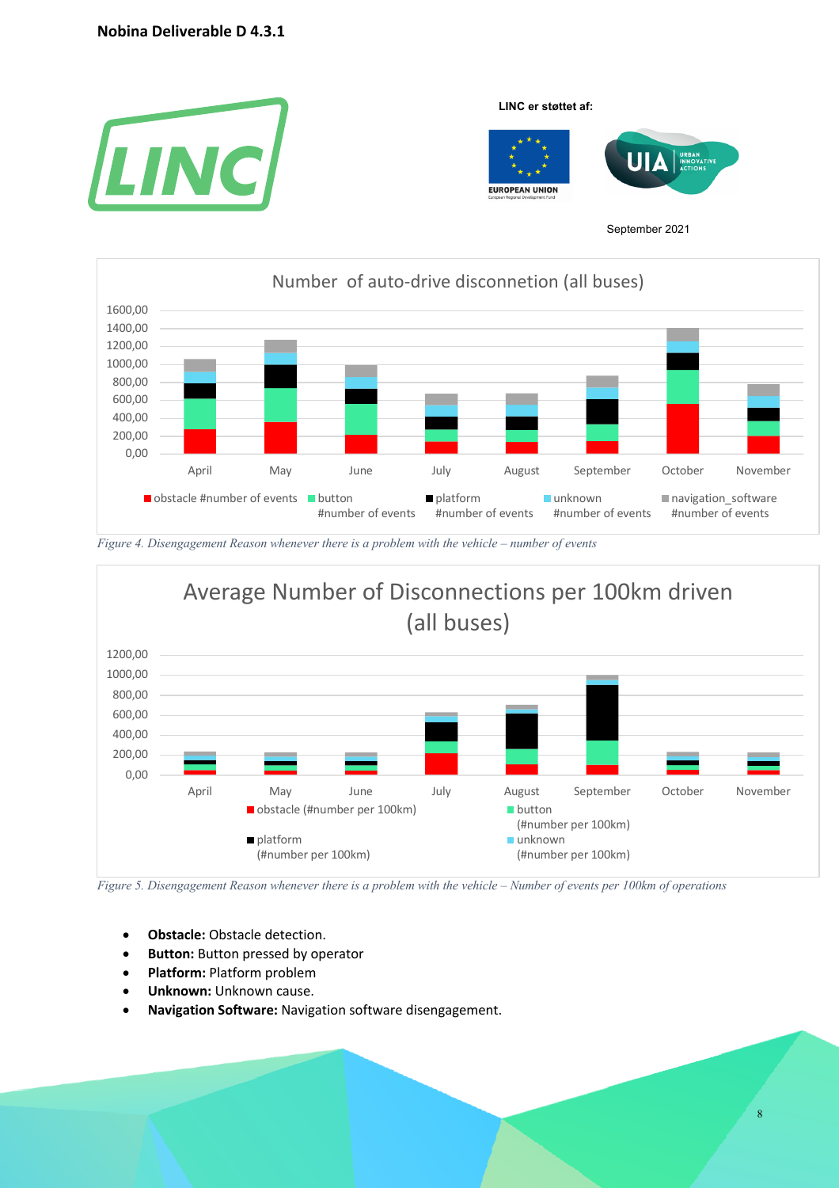Figure 4. Disengagement Reason whenever there is a problem with the vehicle – number of events

Figure 5. Disengagement Reason whenever there is a problem with the vehicle – Number of events per 100km of operations

- **Obstacle:** Obstacle detection.
- **Button:** Button pressed by operator
- **Platform:** Platform problem
- **Unknown:** Unknown cause.
- **Navigation Software:** Navigation software disengagement.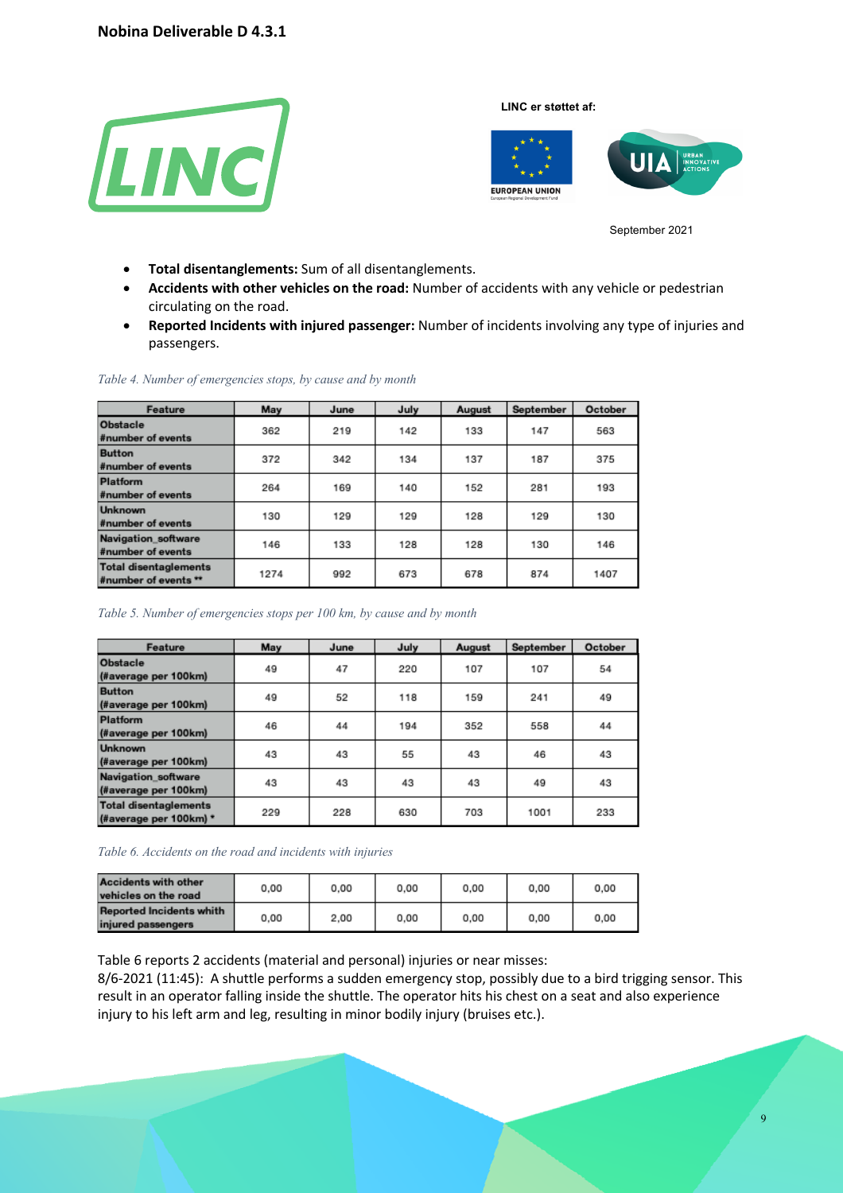- **Total disentanglements:** Sum of all disentanglements.
- **Accidents with other vehicles on the road:** Number of accidents with any vehicle or pedestrian circulating on the road.
- **Reported Incidents with injured passenger:** Number of incidents involving any type of injuries and passengers.

*Table 4. Number of emergencies stops, by cause and by month*

| Feature | May | June | July | August | September | October |
|---|---|---|---|---|---|---|
| **Obstacle #number of events** | 362 | 219 | 142 | 133 | 147 | 563 |
| **Button #number of events** | 372 | 342 | 134 | 137 | 187 | 375 |
| **Platform #number of events** | 264 | 169 | 140 | 152 | 281 | 193 |
| **Unknown #number of events** | 130 | 129 | 129 | 128 | 129 | 130 |
| **Navigation_software #number of events** | 146 | 133 | 128 | 128 | 130 | 146 |
| **Total disentaglements #number of events \*\*** | 1274 | 992 | 673 | 678 | 874 | 1407 |

*Table 5. Number of emergencies stops per 100 km, by cause and by month*

| Feature | May | June | July | August | September | October |
|---|---|---|---|---|---|---|
| **Obstacle (#average per 100km)** | 49 | 47 | 220 | 107 | 107 | 54 |
| **Button (#average per 100km)** | 49 | 52 | 118 | 159 | 241 | 49 |
| **Platform (#average per 100km)** | 46 | 44 | 194 | 352 | 558 | 44 |
| **Unknown (#average per 100km)** | 43 | 43 | 55 | 43 | 46 | 43 |
| **Navigation_software (#average per 100km)** | 43 | 43 | 43 | 43 | 49 | 43 |
| **Total disentaglements (#average per 100km) \*** | 229 | 228 | 630 | 703 | 1001 | 233 |

*Table 6. Accidents on the road and incidents with injuries*

| | | | | | | |
|---|---|---|---|---|---|---|
| **Accidents with other vehicles on the road** | 0,00 | 0,00 | 0,00 | 0,00 | 0,00 | 0,00 |
| **Reported Incidents whith injured passengers** | 0,00 | 2,00 | 0,00 | 0,00 | 0,00 | 0,00 |

Table 6 reports 2 accidents (material and personal) injuries or near misses:
8/6-2021 (11:45): A shuttle performs a sudden emergency stop, possibly due to a bird trigging sensor. This result in an operator falling inside the shuttle. The operator hits his chest on a seat and also experience injury to his left arm and leg, resulting in minor bodily injury (bruises etc.).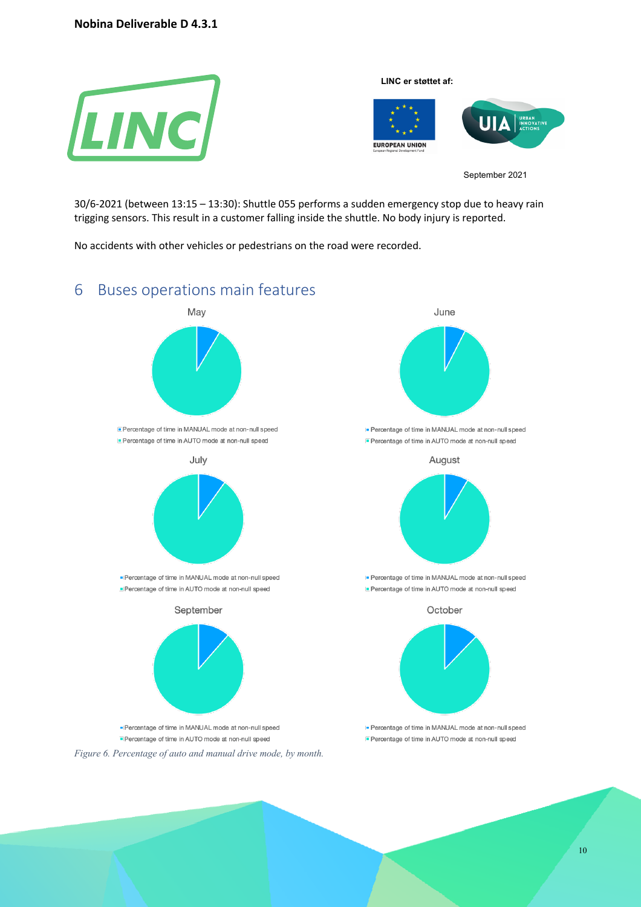30/6-2021 (between 13:15 – 13:30): Shuttle 055 performs a sudden emergency stop due to heavy rain trigging sensors. This result in a customer falling inside the shuttle. No body injury is reported.

No accidents with other vehicles or pedestrians on the road were recorded.

# 6 Buses operations main features

May

- Percentage of time in MANUAL mode at non-null speed
- Percentage of time in AUTO mode at non-null speed

June

- Percentage of time in MANUAL mode at non-null speed
- Percentage of time in AUTO mode at non-null speed

July

- Percentage of time in MANUAL mode at non-null speed
- Percentage of time in AUTO mode at non-null speed

August

- Percentage of time in MANUAL mode at non-null speed
- Percentage of time in AUTO mode at non-null speed

September

- Percentage of time in MANUAL mode at non-null speed
- Percentage of time in AUTO mode at non-null speed

October

- Percentage of time in MANUAL mode at non-null speed
- Percentage of time in AUTO mode at non-null speed

*Figure 6. Percentage of auto and manual drive mode, by month.*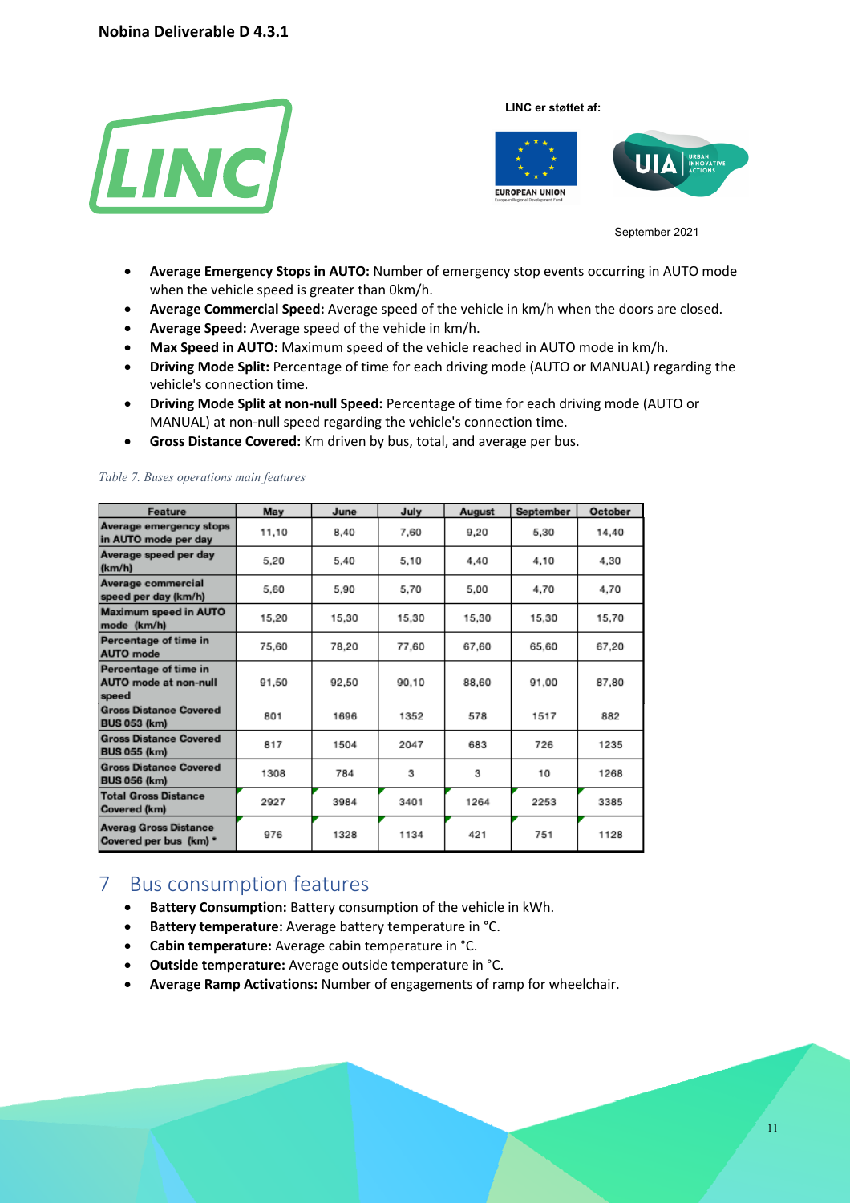- **Average Emergency Stops in AUTO:** Number of emergency stop events occurring in AUTO mode when the vehicle speed is greater than 0km/h.
- **Average Commercial Speed:** Average speed of the vehicle in km/h when the doors are closed.
- **Average Speed:** Average speed of the vehicle in km/h.
- **Max Speed in AUTO:** Maximum speed of the vehicle reached in AUTO mode in km/h.
- **Driving Mode Split:** Percentage of time for each driving mode (AUTO or MANUAL) regarding the vehicle's connection time.
- **Driving Mode Split at non-null Speed:** Percentage of time for each driving mode (AUTO or MANUAL) at non-null speed regarding the vehicle's connection time.
- **Gross Distance Covered:** Km driven by bus, total, and average per bus.

*Table 7. Buses operations main features*

| Feature | May | June | July | August | September | October |
|---|---|---|---|---|---|---|
| Average emergency stops in AUTO mode per day | 11,10 | 8,40 | 7,60 | 9,20 | 5,30 | 14,40 |
| Average speed per day (km/h) | 5,20 | 5,40 | 5,10 | 4,40 | 4,10 | 4,30 |
| Average commercial speed per day (km/h) | 5,60 | 5,90 | 5,70 | 5,00 | 4,70 | 4,70 |
| Maximum speed in AUTO mode (km/h) | 15,20 | 15,30 | 15,30 | 15,30 | 15,30 | 15,70 |
| Percentage of time in AUTO mode | 75,60 | 78,20 | 77,60 | 67,60 | 65,60 | 67,20 |
| Percentage of time in AUTO mode at non-null speed | 91,50 | 92,50 | 90,10 | 88,60 | 91,00 | 87,80 |
| Gross Distance Covered BUS 053 (km) | 801 | 1696 | 1352 | 578 | 1517 | 882 |
| Gross Distance Covered BUS 055 (km) | 817 | 1504 | 2047 | 683 | 726 | 1235 |
| Gross Distance Covered BUS 056 (km) | 1308 | 784 | 3 | 3 | 10 | 1268 |
| Total Gross Distance Covered (km) | 2927 | 3984 | 3401 | 1264 | 2253 | 3385 |
| Averag Gross Distance Covered per bus (km) * | 976 | 1328 | 1134 | 421 | 751 | 1128 |

# 7 Bus consumption features

- **Battery Consumption:** Battery consumption of the vehicle in kWh.
- **Battery temperature:** Average battery temperature in °C.
- **Cabin temperature:** Average cabin temperature in °C.
- **Outside temperature:** Average outside temperature in °C.
- **Average Ramp Activations:** Number of engagements of ramp for wheelchair.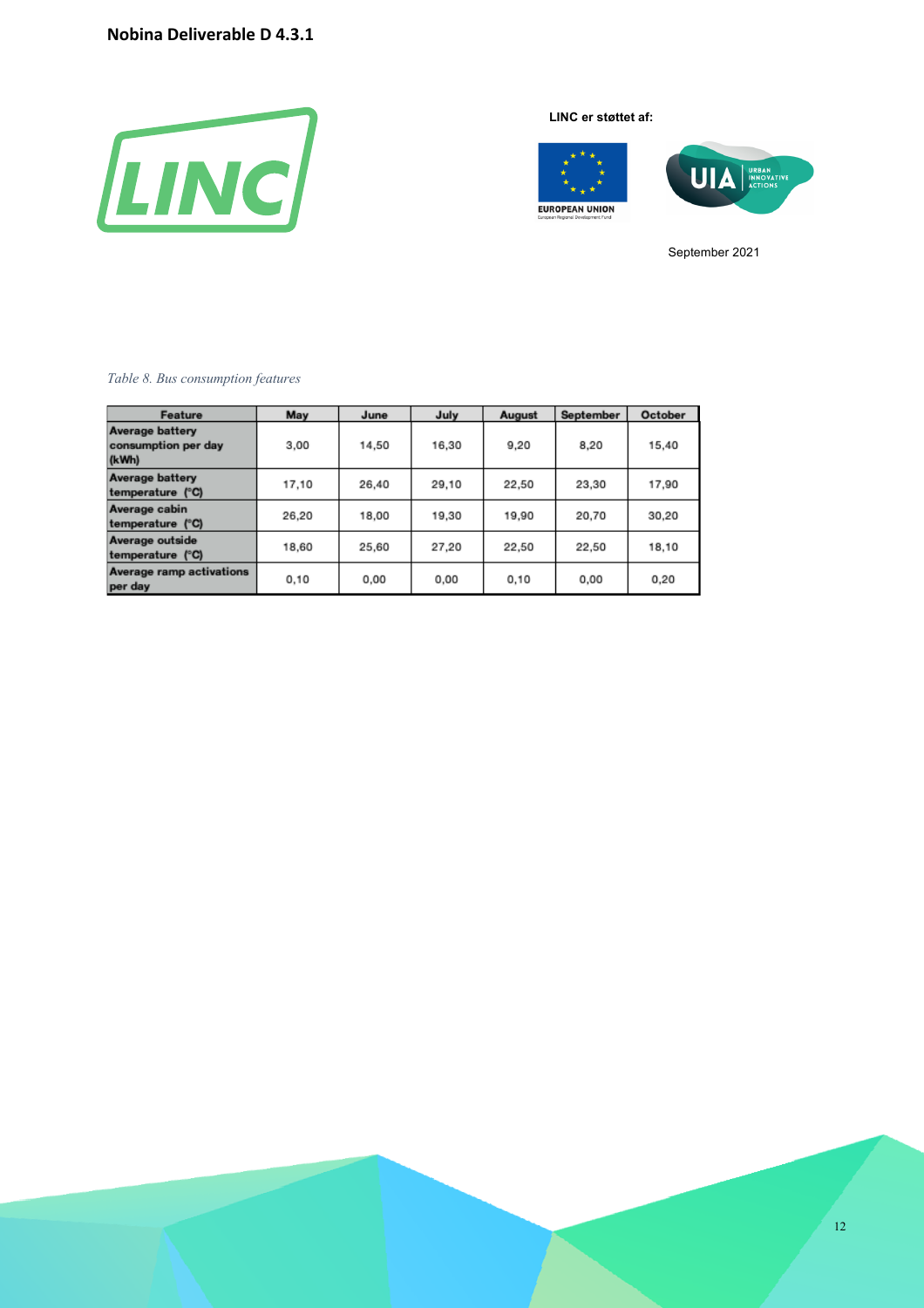*Table 8. Bus consumption features*

| Feature | May | June | July | August | September | October |
|---|---|---|---|---|---|---|
| Average battery consumption per day (kWh) | 3,00 | 14,50 | 16,30 | 9,20 | 8,20 | 15,40 |
| Average battery temperature (°C) | 17,10 | 26,40 | 29,10 | 22,50 | 23,30 | 17,90 |
| Average cabin temperature (°C) | 26,20 | 18,00 | 19,30 | 19,90 | 20,70 | 30,20 |
| Average outside temperature (°C) | 18,60 | 25,60 | 27,20 | 22,50 | 22,50 | 18,10 |
| Average ramp activations per day | 0,10 | 0,00 | 0,00 | 0,10 | 0,00 | 0,20 |